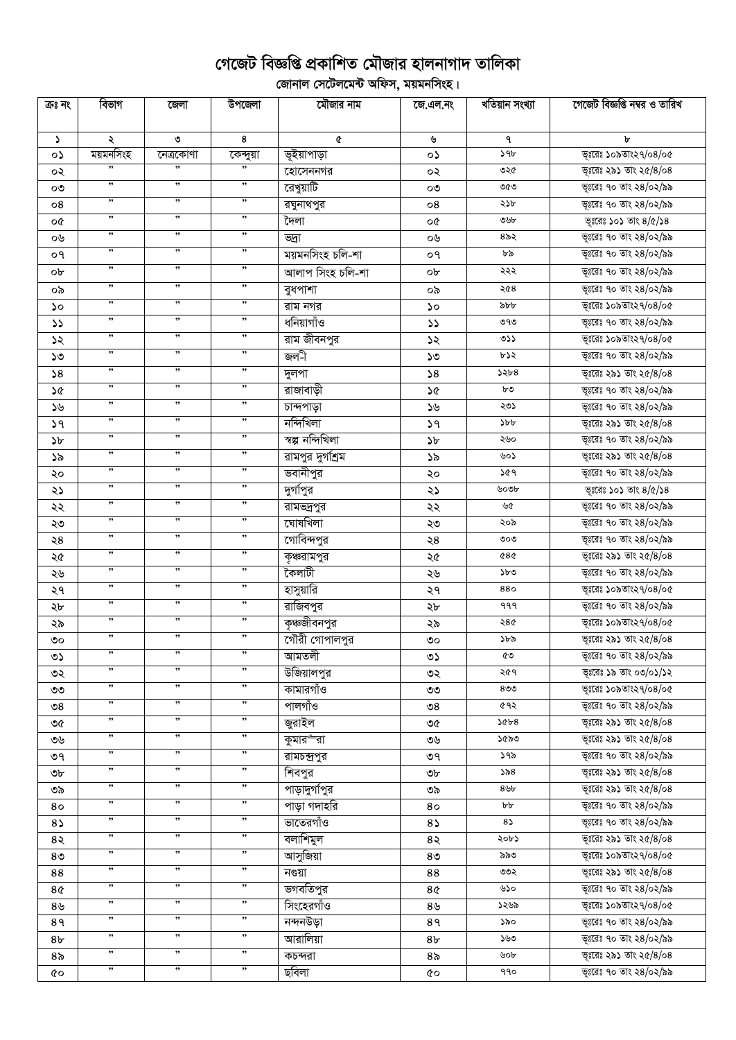# গেজেট বিজ্ঞপ্তি প্রকাশিত মৌজার হালনাগাদ তালিকা

## জোনাল সেটেলমেন্ট অফিস, ময়মনসিংহ।

| ক্রঃ নং | বিভাগ | জেলা | উপজেলা | মৌজার নাম | জে.এল.নং | খতিয়ান সংখ্যা | গেজেট বিজ্ঞপ্তি নম্বর ও তারিখ |
|---|---|---|---|---|---|---|---|
| ১ | ২ | ৩ | ৪ | ৫ | ৬ | ৭ | ৮ |
| ০১ | ময়মনসিংহ | নেত্রকোণা | কেন্দুয়া | ভূইয়াপাড়া | ০১ | ১৭৮ | ভূঃরেঃ ১০৯তাং২৭/০৪/০৫ |
| ০২ | ” | ” | ” | হোসেননগর | ০২ | ৩২৫ | ভূঃরেঃ ২৯১ তাং ২৫/৪/০৪ |
| ০৩ | ” | ” | ” | রেখুয়াটি | ০৩ | ৩৫৩ | ভূঃরেঃ ৭০ তাং ২৪/০২/৯৯ |
| ০৪ | ” | ” | ” | রঘুনাথপুর | ০৪ | ২১৮ | ভূঃরেঃ ৭০ তাং ২৪/০২/৯৯ |
| ০৫ | ” | ” | ” | দৈলা | ০৫ | ৩৬৮ | ভূঃরেঃ ১০১ তাং ৪/৫/১৪ |
| ০৬ | ” | ” | ” | ভদ্রা | ০৬ | ৪৯২ | ভূঃরেঃ ৭০ তাং ২৪/০২/৯৯ |
| ০৭ | ” | ” | ” | ময়মনসিংহ চলি-শা | ০৭ | ৮৯ | ভূঃরেঃ ৭০ তাং ২৪/০২/৯৯ |
| ০৮ | ” | ” | ” | আলাপ সিংহ চলি-শা | ০৮ | ২২২ | ভূঃরেঃ ৭০ তাং ২৪/০২/৯৯ |
| ০৯ | ” | ” | ” | বুধপাশা | ০৯ | ২৫৪ | ভূঃরেঃ ৭০ তাং ২৪/০২/৯৯ |
| ১০ | ” | ” | ” | রাম নগর | ১০ | ৯৮৮ | ভূঃরেঃ ১০৯তাং২৭/০৪/০৫ |
| ১১ | ” | ” | ” | ধনিয়াগাঁও | ১১ | ৩৭৩ | ভূঃরেঃ ৭০ তাং ২৪/০২/৯৯ |
| ১২ | ” | ” | ” | রাম জীবনপুর | ১২ | ৩১১ | ভূঃরেঃ ১০৯তাং২৭/০৪/০৫ |
| ১৩ | ” | ” | ” | জল-ী | ১৩ | ৮১২ | ভূঃরেঃ ৭০ তাং ২৪/০২/৯৯ |
| ১৪ | ” | ” | ” | দুলপা | ১৪ | ১২৮৪ | ভূঃরেঃ ২৯১ তাং ২৫/৪/০৪ |
| ১৫ | ” | ” | ” | রাজাবাড়ী | ১৫ | ৮৩ | ভূঃরেঃ ৭০ তাং ২৪/০২/৯৯ |
| ১৬ | ” | ” | ” | চান্দপাড়া | ১৬ | ২৩১ | ভূঃরেঃ ৭০ তাং ২৪/০২/৯৯ |
| ১৭ | ” | ” | ” | নন্দিখিলা | ১৭ | ১৮৮ | ভূঃরেঃ ২৯১ তাং ২৫/৪/০৪ |
| ১৮ | ” | ” | ” | স্বল্প নন্দিখিলা | ১৮ | ২৬০ | ভূঃরেঃ ৭০ তাং ২৪/০২/৯৯ |
| ১৯ | ” | ” | ” | রামপুর দুর্গাশ্রম | ১৯ | ৬০১ | ভূঃরেঃ ২৯১ তাং ২৫/৪/০৪ |
| ২০ | ” | ” | ” | ভবানীপুর | ২০ | ১৫৭ | ভূঃরেঃ ৭০ তাং ২৪/০২/৯৯ |
| ২১ | ” | ” | ” | দুর্গাপুর | ২১ | ৬০৩৮ | ভূঃরেঃ ১০১ তাং ৪/৫/১৪ |
| ২২ | ” | ” | ” | রামভদ্রপুর | ২২ | ৬৫ | ভূঃরেঃ ৭০ তাং ২৪/০২/৯৯ |
| ২৩ | ” | ” | ” | ঘোষখিলা | ২৩ | ২০৯ | ভূঃরেঃ ৭০ তাং ২৪/০২/৯৯ |
| ২৪ | ” | ” | ” | গোবিন্দপুর | ২৪ | ৩০৩ | ভূঃরেঃ ৭০ তাং ২৪/০২/৯৯ |
| ২৫ | ” | ” | ” | কৃষ্ণরামপুর | ২৫ | ৫৪৫ | ভূঃরেঃ ২৯১ তাং ২৫/৪/০৪ |
| ২৬ | ” | ” | ” | কৈলাটী | ২৬ | ১৮৩ | ভূঃরেঃ ৭০ তাং ২৪/০২/৯৯ |
| ২৭ | ” | ” | ” | হাসুয়ারি | ২৭ | ৪৪০ | ভূঃরেঃ ১০৯তাং২৭/০৪/০৫ |
| ২৮ | ” | ” | ” | রাজিবপুর | ২৮ | ৭৭৭ | ভূঃরেঃ ৭০ তাং ২৪/০২/৯৯ |
| ২৯ | ” | ” | ” | কৃষ্ণজীবনপুর | ২৯ | ২৪৫ | ভূঃরেঃ ১০৯তাং২৭/০৪/০৫ |
| ৩০ | ” | ” | ” | গৌরী গোপালপুর | ৩০ | ১৮৯ | ভূঃরেঃ ২৯১ তাং ২৫/৪/০৪ |
| ৩১ | ” | ” | ” | আমতলী | ৩১ | ৫৩ | ভূঃরেঃ ৭০ তাং ২৪/০২/৯৯ |
| ৩২ | ” | ” | ” | উজিয়ালপুর | ৩২ | ২৫৭ | ভূঃরেঃ ১৯ তাং ০৩/০১/১২ |
| ৩৩ | ” | ” | ” | কামারগাঁও | ৩৩ | ৪৩৩ | ভূঃরেঃ ১০৯তাং২৭/০৪/০৫ |
| ৩৪ | ” | ” | ” | পালগাঁও | ৩৪ | ৫৭২ | ভূঃরেঃ ৭০ তাং ২৪/০২/৯৯ |
| ৩৫ | ” | ” | ” | জুরাইল | ৩৫ | ১৫৮৪ | ভূঃরেঃ ২৯১ তাং ২৫/৪/০৪ |
| ৩৬ | ” | ” | ” | কুমার-রা | ৩৬ | ১৫৯৩ | ভূঃরেঃ ২৯১ তাং ২৫/৪/০৪ |
| ৩৭ | ” | ” | ” | রামচন্দ্রপুর | ৩৭ | ১৭৯ | ভূঃরেঃ ৭০ তাং ২৪/০২/৯৯ |
| ৩৮ | ” | ” | ” | শিবপুর | ৩৮ | ১৯৪ | ভূঃরেঃ ২৯১ তাং ২৫/৪/০৪ |
| ৩৯ | ” | ” | ” | পাড়াদুর্গাপুর | ৩৯ | ৪৬৮ | ভূঃরেঃ ২৯১ তাং ২৫/৪/০৪ |
| ৪০ | ” | ” | ” | পাড়া গদাহরি | ৪০ | ৮৮ | ভূঃরেঃ ৭০ তাং ২৪/০২/৯৯ |
| ৪১ | ” | ” | ” | ভাতেরগাঁও | ৪১ | ৪১ | ভূঃরেঃ ৭০ তাং ২৪/০২/৯৯ |
| ৪২ | ” | ” | ” | বলাশিমুল | ৪২ | ২০৮১ | ভূঃরেঃ ২৯১ তাং ২৫/৪/০৪ |
| ৪৩ | ” | ” | ” | আসুজিয়া | ৪৩ | ৯৯৩ | ভূঃরেঃ ১০৯তাং২৭/০৪/০৫ |
| ৪৪ | ” | ” | ” | নগুয়া | ৪৪ | ৩৩২ | ভূঃরেঃ ২৯১ তাং ২৫/৪/০৪ |
| ৪৫ | ” | ” | ” | ভগবতিপুর | ৪৫ | ৬১০ | ভূঃরেঃ ৭০ তাং ২৪/০২/৯৯ |
| ৪৬ | ” | ” | ” | সিংহেরগাঁও | ৪৬ | ১২৬৯ | ভূঃরেঃ ১০৯তাং২৭/০৪/০৫ |
| ৪৭ | ” | ” | ” | নন্দনউড়া | ৪৭ | ১৯০ | ভূঃরেঃ ৭০ তাং ২৪/০২/৯৯ |
| ৪৮ | ” | ” | ” | আরালিয়া | ৪৮ | ১৬৩ | ভূঃরেঃ ৭০ তাং ২৪/০২/৯৯ |
| ৪৯ | ” | ” | ” | কচন্দরা | ৪৯ | ৬০৮ | ভূঃরেঃ ২৯১ তাং ২৫/৪/০৪ |
| ৫০ | ” | ” | ” | ছবিলা | ৫০ | ৭৭০ | ভূঃরেঃ ৭০ তাং ২৪/০২/৯৯ |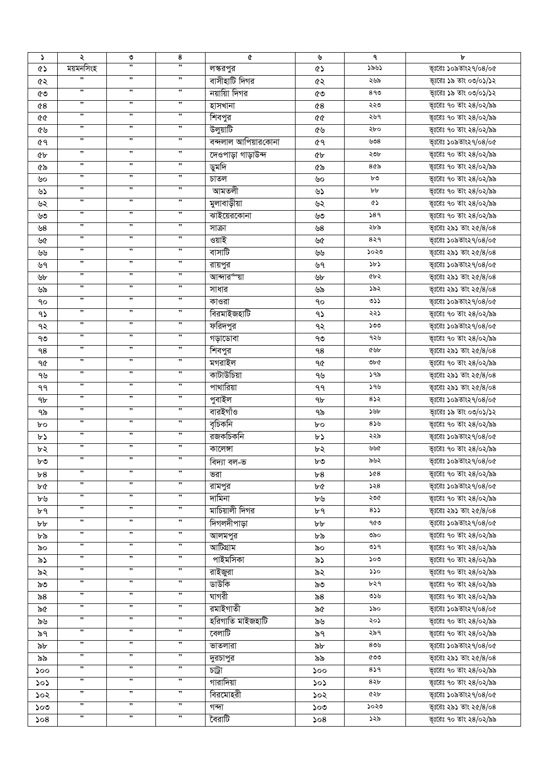| ১ | ২ | ৩ | ৪ | ৫ | ৬ | ৭ | ৮ |
|---|---|---|---|---|---|---|---|
| ৫১ | ময়মনসিংহ | ” | ” | লস্করপুর | ৫১ | ১৯৬১ | ভূঃরেঃ ১০৯তাং২৭/০৪/০৫ |
| ৫২ | ” | ” | ” | বাসীহাটি দিগর | ৫২ | ২৬৯ | ভূঃরেঃ ১৯ তাং ০৩/০১/১২ |
| ৫৩ | ” | ” | ” | নয়ায়ি দিগর | ৫৩ | ৪৭৩ | ভূঃরেঃ ১৯ তাং ০৩/০১/১২ |
| ৫৪ | ” | ” | ” | হাসখানা | ৫৪ | ২২৩ | ভূঃরেঃ ৭০ তাং ২৪/০২/৯৯ |
| ৫৫ | ” | ” | ” | শিবপুর | ৫৫ | ২৬৭ | ভূঃরেঃ ৭০ তাং ২৪/০২/৯৯ |
| ৫৬ | ” | ” | ” | উলুয়াটি | ৫৬ | ২৮০ | ভূঃরেঃ ৭০ তাং ২৪/০২/৯৯ |
| ৫৭ | ” | ” | ” | বন্দলাল আপিয়ারকোনা | ৫৭ | ৬৩৪ | ভূঃরেঃ ১০৯তাং২৭/০৪/০৫ |
| ৫৮ | ” | ” | ” | দেওপাড়া গাড়াউন্দ | ৫৮ | ২৩৮ | ভূঃরেঃ ৭০ তাং ২৪/০২/৯৯ |
| ৫৯ | ” | ” | ” | ডুমদি | ৫৯ | ৪৫৯ | ভূঃরেঃ ৭০ তাং ২৪/০২/৯৯ |
| ৬০ | ” | ” | ” | চাতল | ৬০ | ৮৩ | ভূঃরেঃ ৭০ তাং ২৪/০২/৯৯ |
| ৬১ | ” | ” | ” | আমতলী | ৬১ | ৮৮ | ভূঃরেঃ ৭০ তাং ২৪/০২/৯৯ |
| ৬২ | ” | ” | ” | মুলাবাড়ীয়া | ৬২ | ৫১ | ভূঃরেঃ ৭০ তাং ২৪/০২/৯৯ |
| ৬৩ | ” | ” | ” | ঝাইয়েরকোনা | ৬৩ | ১৪৭ | ভূঃরেঃ ৭০ তাং ২৪/০২/৯৯ |
| ৬৪ | ” | ” | ” | সাক্রা | ৬৪ | ২৮৯ | ভূঃরেঃ ২৯১ তাং ২৫/৪/০৪ |
| ৬৫ | ” | ” | ” | ওয়াই | ৬৫ | ৪২৭ | ভূঃরেঃ ১০৯তাং২৭/০৪/০৫ |
| ৬৬ | ” | ” | ” | বাসাটি | ৬৬ | ১০২৩ | ভূঃরেঃ ২৯১ তাং ২৫/৪/০৪ |
| ৬৭ | ” | ” | ” | রায়পুর | ৬৭ | ১৮১ | ভূঃরেঃ ১০৯তাং২৭/০৪/০৫ |
| ৬৮ | ” | ” | ” | আন্দার“য়া | ৬৮ | ৫৮২ | ভূঃরেঃ ২৯১ তাং ২৫/৪/০৪ |
| ৬৯ | ” | ” | ” | সাধার | ৬৯ | ১৯২ | ভূঃরেঃ ২৯১ তাং ২৫/৪/০৪ |
| ৭০ | ” | ” | ” | কাওরা | ৭০ | ৩১১ | ভূঃরেঃ ১০৯তাং২৭/০৪/০৫ |
| ৭১ | ” | ” | ” | বিরমাইজহাটি | ৭১ | ২২১ | ভূঃরেঃ ৭০ তাং ২৪/০২/৯৯ |
| ৭২ | ” | ” | ” | ফরিদপুর | ৭২ | ১৩৩ | ভূঃরেঃ ১০৯তাং২৭/০৪/০৫ |
| ৭৩ | ” | ” | ” | গড়াডোবা | ৭৩ | ৭২৬ | ভূঃরেঃ ৭০ তাং ২৪/০২/৯৯ |
| ৭৪ | ” | ” | ” | শিবপুর | ৭৪ | ৫৬৮ | ভূঃরেঃ ২৯১ তাং ২৫/৪/০৪ |
| ৭৫ | ” | ” | ” | মগরাইল | ৭৫ | ৩৮৫ | ভূঃরেঃ ৭০ তাং ২৪/০২/৯৯ |
| ৭৬ | ” | ” | ” | কাটাউচিয়া | ৭৬ | ১৭৯ | ভূঃরেঃ ২৯১ তাং ২৫/৪/০৪ |
| ৭৭ | ” | ” | ” | পাথারিয়া | ৭৭ | ১৭৬ | ভূঃরেঃ ২৯১ তাং ২৫/৪/০৪ |
| ৭৮ | ” | ” | ” | পুবাইল | ৭৮ | ৪১২ | ভূঃরেঃ ১০৯তাং২৭/০৪/০৫ |
| ৭৯ | ” | ” | ” | বারইগাঁও | ৭৯ | ১৬৮ | ভূঃরেঃ ১৯ তাং ০৩/০১/১২ |
| ৮০ | ” | ” | ” | বৃচিকনি | ৮০ | ৪১৬ | ভূঃরেঃ ৭০ তাং ২৪/০২/৯৯ |
| ৮১ | ” | ” | ” | রজকচিকনি | ৮১ | ২২৯ | ভূঃরেঃ ১০৯তাং২৭/০৪/০৫ |
| ৮২ | ” | ” | ” | কালেঙ্গা | ৮২ | ৬৬৫ | ভূঃরেঃ ৭০ তাং ২৪/০২/৯৯ |
| ৮৩ | ” | ” | ” | বিদ্যা বল-ভ | ৮৩ | ৯৬২ | ভূঃরেঃ ১০৯তাং২৭/০৪/০৫ |
| ৮৪ | ” | ” | ” | ভরা | ৮৪ | ১৫৪ | ভূঃরেঃ ৭০ তাং ২৪/০২/৯৯ |
| ৮৫ | ” | ” | ” | রামপুর | ৮৫ | ১২৪ | ভূঃরেঃ ১০৯তাং২৭/০৪/০৫ |
| ৮৬ | ” | ” | ” | দামিনা | ৮৬ | ২৩৫ | ভূঃরেঃ ৭০ তাং ২৪/০২/৯৯ |
| ৮৭ | ” | ” | ” | মাচিয়ালী দিগর | ৮৭ | ৪১১ | ভূঃরেঃ ২৯১ তাং ২৫/৪/০৪ |
| ৮৮ | ” | ” | ” | দিগলদীপাড়া | ৮৮ | ৭৫৩ | ভূঃরেঃ ১০৯তাং২৭/০৪/০৫ |
| ৮৯ | ” | ” | ” | আলমপুর | ৮৯ | ৩৯০ | ভূঃরেঃ ৭০ তাং ২৪/০২/৯৯ |
| ৯০ | ” | ” | ” | আটিগ্রাম | ৯০ | ৩১৭ | ভূঃরেঃ ৭০ তাং ২৪/০২/৯৯ |
| ৯১ | ” | ” | ” | পাইমসিকা | ৯১ | ১০৩ | ভূঃরেঃ ৭০ তাং ২৪/০২/৯৯ |
| ৯২ | ” | ” | ” | রাইজুরা | ৯২ | ১১০ | ভূঃরেঃ ৭০ তাং ২৪/০২/৯৯ |
| ৯৩ | ” | ” | ” | ডাউকি | ৯৩ | ৮২৭ | ভূঃরেঃ ৭০ তাং ২৪/০২/৯৯ |
| ৯৪ | ” | ” | ” | ঘাগরী | ৯৪ | ৩১৬ | ভূঃরেঃ ৭০ তাং ২৪/০২/৯৯ |
| ৯৫ | ” | ” | ” | রমাইগাতী | ৯৫ | ১৯০ | ভূঃরেঃ ১০৯তাং২৭/০৪/০৫ |
| ৯৬ | ” | ” | ” | হরিগাতি মাইজহাটি | ৯৬ | ২০১ | ভূঃরেঃ ৭০ তাং ২৪/০২/৯৯ |
| ৯৭ | ” | ” | ” | বেলাটি | ৯৭ | ২৯৭ | ভূঃরেঃ ৭০ তাং ২৪/০২/৯৯ |
| ৯৮ | ” | ” | ” | ভাতলারা | ৯৮ | ৪৩৬ | ভূঃরেঃ ১০৯তাং২৭/০৪/০৫ |
| ৯৯ | ” | ” | ” | দুরচাপুর | ৯৯ | ৫৩৩ | ভূঃরেঃ ২৯১ তাং ২৫/৪/০৪ |
| ১০০ | ” | ” | ” | চট্রা | ১০০ | ৪১৭ | ভূঃরেঃ ৭০ তাং ২৪/০২/৯৯ |
| ১০১ | ” | ” | ” | গারাদিয়া | ১০১ | ৪২৮ | ভূঃরেঃ ৭০ তাং ২৪/০২/৯৯ |
| ১০২ | ” | ” | ” | বিরমোহরী | ১০২ | ৫২৮ | ভূঃরেঃ ১০৯তাং২৭/০৪/০৫ |
| ১০৩ | ” | ” | ” | গন্দা | ১০৩ | ১০২৩ | ভূঃরেঃ ২৯১ তাং ২৫/৪/০৪ |
| ১০৪ | ” | ” | ” | বৈরাটি | ১০৪ | ১২৯ | ভূঃরেঃ ৭০ তাং ২৪/০২/৯৯ |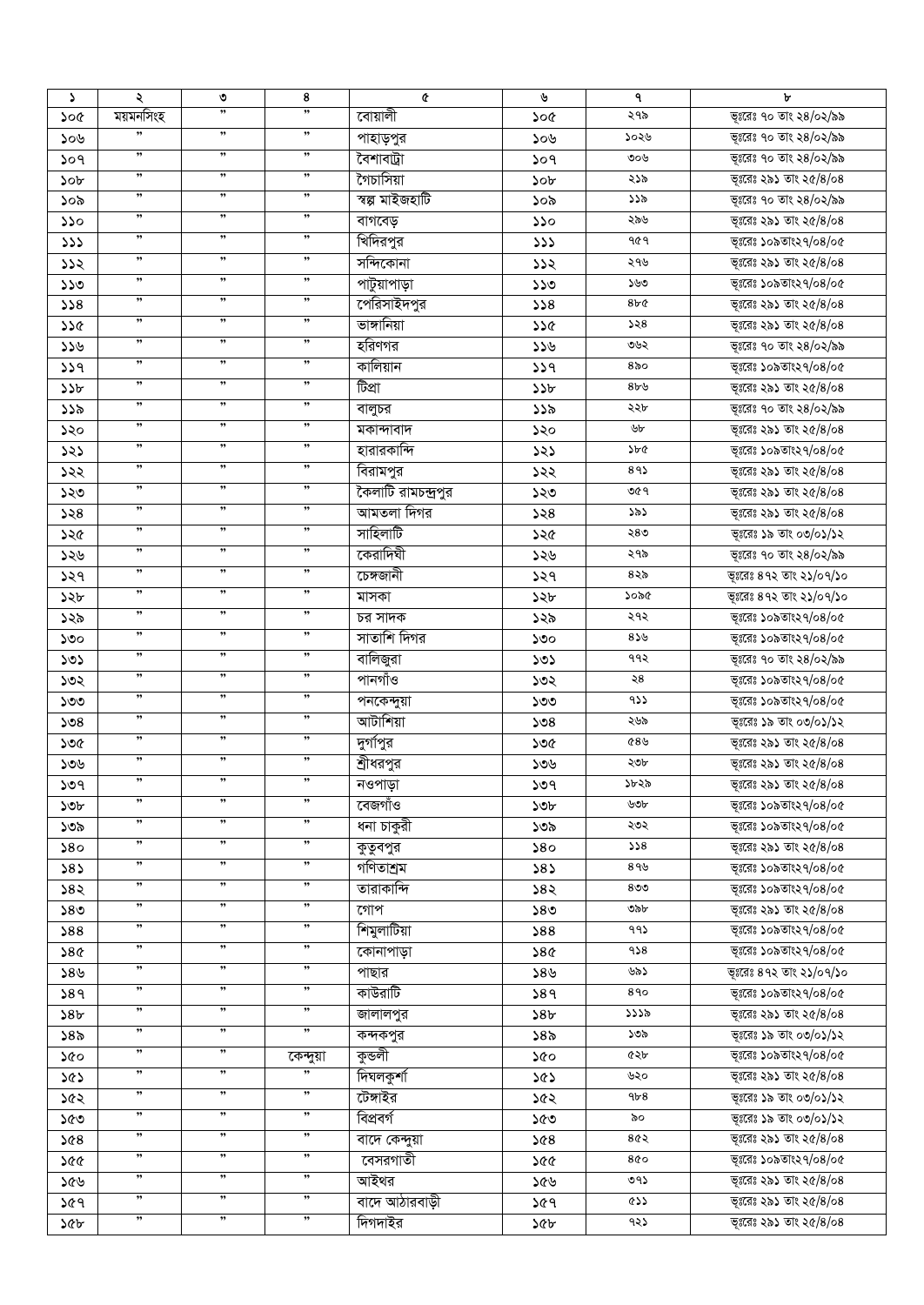| ১ | ২ | ৩ | ৪ | ৫ | ৬ | ৭ | ৮ |
|---|---|---|---|---|---|---|---|
| ১০৫ | ময়মনসিংহ | ” | ” | বোয়ালী | ১০৫ | ২৭৯ | ভূঃরেঃ ৭০ তাং ২৪/০২/৯৯ |
| ১০৬ | ” | ” | ” | পাহাড়পুর | ১০৬ | ১০২৬ | ভূঃরেঃ ৭০ তাং ২৪/০২/৯৯ |
| ১০৭ | ” | ” | ” | বৈশাবট্রা | ১০৭ | ৩০৬ | ভূঃরেঃ ৭০ তাং ২৪/০২/৯৯ |
| ১০৮ | ” | ” | ” | গৈচাসিয়া | ১০৮ | ২১৯ | ভূঃরেঃ ২৯১ তাং ২৫/৪/০৪ |
| ১০৯ | ” | ” | ” | স্বল্প মাইজহাটি | ১০৯ | ১১৯ | ভূঃরেঃ ৭০ তাং ২৪/০২/৯৯ |
| ১১০ | ” | ” | ” | বাগবেড় | ১১০ | ২৯৬ | ভূঃরেঃ ২৯১ তাং ২৫/৪/০৪ |
| ১১১ | ” | ” | ” | খিদিরপুর | ১১১ | ৭৫৭ | ভূঃরেঃ ১০৯তাং২৭/০৪/০৫ |
| ১১২ | ” | ” | ” | সন্দিকোনা | ১১২ | ২৭৬ | ভূঃরেঃ ২৯১ তাং ২৫/৪/০৪ |
| ১১৩ | ” | ” | ” | পাটুয়াপাড়া | ১১৩ | ১৬৩ | ভূঃরেঃ ১০৯তাং২৭/০৪/০৫ |
| ১১৪ | ” | ” | ” | পেরিসাইদপুর | ১১৪ | ৪৮৫ | ভূঃরেঃ ২৯১ তাং ২৫/৪/০৪ |
| ১১৫ | ” | ” | ” | ভাঙ্গানিয়া | ১১৫ | ১২৪ | ভূঃরেঃ ২৯১ তাং ২৫/৪/০৪ |
| ১১৬ | ” | ” | ” | হরিণগর | ১১৬ | ৩৬২ | ভূঃরেঃ ৭০ তাং ২৪/০২/৯৯ |
| ১১৭ | ” | ” | ” | কালিয়ান | ১১৭ | ৪৯০ | ভূঃরেঃ ১০৯তাং২৭/০৪/০৫ |
| ১১৮ | ” | ” | ” | টিপ্রা | ১১৮ | ৪৮৬ | ভূঃরেঃ ২৯১ তাং ২৫/৪/০৪ |
| ১১৯ | ” | ” | ” | বালুচর | ১১৯ | ২২৮ | ভূঃরেঃ ৭০ তাং ২৪/০২/৯৯ |
| ১২০ | ” | ” | ” | মকান্দাবাদ | ১২০ | ৬৮ | ভূঃরেঃ ২৯১ তাং ২৫/৪/০৪ |
| ১২১ | ” | ” | ” | হারারকান্দি | ১২১ | ১৮৫ | ভূঃরেঃ ১০৯তাং২৭/০৪/০৫ |
| ১২২ | ” | ” | ” | বিরামপুর | ১২২ | ৪৭১ | ভূঃরেঃ ২৯১ তাং ২৫/৪/০৪ |
| ১২৩ | ” | ” | ” | কৈলাটি রামচন্দ্রপুর | ১২৩ | ৩৫৭ | ভূঃরেঃ ২৯১ তাং ২৫/৪/০৪ |
| ১২৪ | ” | ” | ” | আমতলা দিগর | ১২৪ | ১৯১ | ভূঃরেঃ ২৯১ তাং ২৫/৪/০৪ |
| ১২৫ | ” | ” | ” | সাহিলাটি | ১২৫ | ২৪৩ | ভূঃরেঃ ১৯ তাং ০৩/০১/১২ |
| ১২৬ | ” | ” | ” | কেরাদিঘী | ১২৬ | ২৭৯ | ভূঃরেঃ ৭০ তাং ২৪/০২/৯৯ |
| ১২৭ | ” | ” | ” | চেঙ্গজানী | ১২৭ | ৪২৯ | ভূঃরেঃ ৪৭২ তাং ২১/০৭/১০ |
| ১২৮ | ” | ” | ” | মাসকা | ১২৮ | ১০৯৫ | ভূঃরেঃ ৪৭২ তাং ২১/০৭/১০ |
| ১২৯ | ” | ” | ” | চর সাদক | ১২৯ | ২৭২ | ভূঃরেঃ ১০৯তাং২৭/০৪/০৫ |
| ১৩০ | ” | ” | ” | সাতাশি দিগর | ১৩০ | ৪১৬ | ভূঃরেঃ ১০৯তাং২৭/০৪/০৫ |
| ১৩১ | ” | ” | ” | বালিজুরা | ১৩১ | ৭৭২ | ভূঃরেঃ ৭০ তাং ২৪/০২/৯৯ |
| ১৩২ | ” | ” | ” | পানগাঁও | ১৩২ | ২৪ | ভূঃরেঃ ১০৯তাং২৭/০৪/০৫ |
| ১৩৩ | ” | ” | ” | পনকেন্দুয়া | ১৩৩ | ৭১১ | ভূঃরেঃ ১০৯তাং২৭/০৪/০৫ |
| ১৩৪ | ” | ” | ” | আটাশিয়া | ১৩৪ | ২৬৯ | ভূঃরেঃ ১৯ তাং ০৩/০১/১২ |
| ১৩৫ | ” | ” | ” | দুর্গাপুর | ১৩৫ | ৫৪৬ | ভূঃরেঃ ২৯১ তাং ২৫/৪/০৪ |
| ১৩৬ | ” | ” | ” | শ্রীধরপুর | ১৩৬ | ২৩৮ | ভূঃরেঃ ২৯১ তাং ২৫/৪/০৪ |
| ১৩৭ | ” | ” | ” | নওপাড়া | ১৩৭ | ১৮২৯ | ভূঃরেঃ ২৯১ তাং ২৫/৪/০৪ |
| ১৩৮ | ” | ” | ” | বেজগাঁও | ১৩৮ | ৬৩৮ | ভূঃরেঃ ১০৯তাং২৭/০৪/০৫ |
| ১৩৯ | ” | ” | ” | ধনা চাকুরী | ১৩৯ | ২৩২ | ভূঃরেঃ ১০৯তাং২৭/০৪/০৫ |
| ১৪০ | ” | ” | ” | কুতুবপুর | ১৪০ | ১১৪ | ভূঃরেঃ ২৯১ তাং ২৫/৪/০৪ |
| ১৪১ | ” | ” | ” | গণিতাশ্রম | ১৪১ | ৪৭৬ | ভূঃরেঃ ১০৯তাং২৭/০৪/০৫ |
| ১৪২ | ” | ” | ” | তারাকান্দি | ১৪২ | ৪৩৩ | ভূঃরেঃ ১০৯তাং২৭/০৪/০৫ |
| ১৪৩ | ” | ” | ” | গোপ | ১৪৩ | ৩৯৮ | ভূঃরেঃ ২৯১ তাং ২৫/৪/০৪ |
| ১৪৪ | ” | ” | ” | শিমুলাটিয়া | ১৪৪ | ৭৭১ | ভূঃরেঃ ১০৯তাং২৭/০৪/০৫ |
| ১৪৫ | ” | ” | ” | কোনাপাড়া | ১৪৫ | ৭১৪ | ভূঃরেঃ ১০৯তাং২৭/০৪/০৫ |
| ১৪৬ | ” | ” | ” | পাছার | ১৪৬ | ৬৯১ | ভূঃরেঃ ৪৭২ তাং ২১/০৭/১০ |
| ১৪৭ | ” | ” | ” | কাউরাটি | ১৪৭ | ৪৭০ | ভূঃরেঃ ১০৯তাং২৭/০৪/০৫ |
| ১৪৮ | ” | ” | ” | জালালপুর | ১৪৮ | ১১১৯ | ভূঃরেঃ ২৯১ তাং ২৫/৪/০৪ |
| ১৪৯ | ” | ” | ” | কন্দকপুর | ১৪৯ | ১৩৯ | ভূঃরেঃ ১৯ তাং ০৩/০১/১২ |
| ১৫০ | ” | ” | কেন্দুয়া | কুন্ডলী | ১৫০ | ৫২৮ | ভূঃরেঃ ১০৯তাং২৭/০৪/০৫ |
| ১৫১ | ” | ” | ” | দিঘলকুর্শা | ১৫১ | ৬২০ | ভূঃরেঃ ২৯১ তাং ২৫/৪/০৪ |
| ১৫২ | ” | ” | ” | টেঙ্গাইর | ১৫২ | ৭৮৪ | ভূঃরেঃ ১৯ তাং ০৩/০১/১২ |
| ১৫৩ | ” | ” | ” | বিপ্রবর্গ | ১৫৩ | ৯০ | ভূঃরেঃ ১৯ তাং ০৩/০১/১২ |
| ১৫৪ | ” | ” | ” | বাদে কেন্দুয়া | ১৫৪ | ৪৫২ | ভূঃরেঃ ২৯১ তাং ২৫/৪/০৪ |
| ১৫৫ | ” | ” | ” | বেসরগাতী | ১৫৫ | ৪৫০ | ভূঃরেঃ ১০৯তাং২৭/০৪/০৫ |
| ১৫৬ | ” | ” | ” | আইথর | ১৫৬ | ৩৭১ | ভূঃরেঃ ২৯১ তাং ২৫/৪/০৪ |
| ১৫৭ | ” | ” | ” | বাদে আঠারবাড়ী | ১৫৭ | ৫১১ | ভূঃরেঃ ২৯১ তাং ২৫/৪/০৪ |
| ১৫৮ | ” | ” | ” | দিগদাইর | ১৫৮ | ৭২১ | ভূঃরেঃ ২৯১ তাং ২৫/৪/০৪ |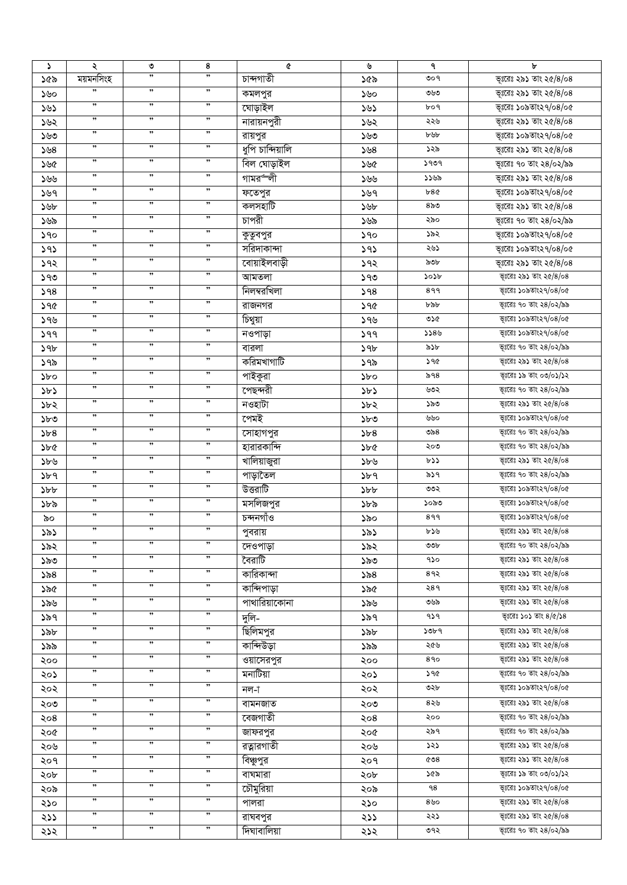| ১ | ২ | ৩ | ৪ | ৫ | ৬ | ৭ | ৮ |
|---|---|---|---|---|---|---|---|
| ১৫৯ | ময়মনসিংহ | ” | ” | চান্দগাতী | ১৫৯ | ৩০৭ | ভূঃরেঃ ২৯১ তাং ২৫/৪/০৪ |
| ১৬০ | ” | ” | ” | কমলপুর | ১৬০ | ৩৬৩ | ভূঃরেঃ ২৯১ তাং ২৫/৪/০৪ |
| ১৬১ | ” | ” | ” | ঘোড়াইল | ১৬১ | ৮০৭ | ভূঃরেঃ ১০৯তাং২৭/০৪/০৫ |
| ১৬২ | ” | ” | ” | নারায়নপুরী | ১৬২ | ২২৬ | ভূঃরেঃ ২৯১ তাং ২৫/৪/০৪ |
| ১৬৩ | ” | ” | ” | রায়পুর | ১৬৩ | ৮৬৮ | ভূঃরেঃ ১০৯তাং২৭/০৪/০৫ |
| ১৬৪ | ” | ” | ” | ধুপি চান্দিয়ালি | ১৬৪ | ১২৯ | ভূঃরেঃ ২৯১ তাং ২৫/৪/০৪ |
| ১৬৫ | ” | ” | ” | বিল ঘোড়াইল | ১৬৫ | ১৭৩৭ | ভূঃরেঃ ৭০ তাং ২৪/০২/৯৯ |
| ১৬৬ | ” | ” | ” | গামরল্লী | ১৬৬ | ১১৬৯ | ভূঃরেঃ ২৯১ তাং ২৫/৪/০৪ |
| ১৬৭ | ” | ” | ” | ফতেপুর | ১৬৭ | ৮৪৫ | ভূঃরেঃ ১০৯তাং২৭/০৪/০৫ |
| ১৬৮ | ” | ” | ” | কলসহাটি | ১৬৮ | ৪৯৩ | ভূঃরেঃ ২৯১ তাং ২৫/৪/০৪ |
| ১৬৯ | ” | ” | ” | চাপরী | ১৬৯ | ২৯০ | ভূঃরেঃ ৭০ তাং ২৪/০২/৯৯ |
| ১৭০ | ” | ” | ” | কুতুবপুর | ১৭০ | ১৯২ | ভূঃরেঃ ১০৯তাং২৭/০৪/০৫ |
| ১৭১ | ” | ” | ” | সরিদাকান্দা | ১৭১ | ২৬১ | ভূঃরেঃ ১০৯তাং২৭/০৪/০৫ |
| ১৭২ | ” | ” | ” | বোয়াইলবাড়ী | ১৭২ | ৯৩৮ | ভূঃরেঃ ২৯১ তাং ২৫/৪/০৪ |
| ১৭৩ | ” | ” | ” | আমতলা | ১৭৩ | ১০১৮ | ভূঃরেঃ ২৯১ তাং ২৫/৪/০৪ |
| ১৭৪ | ” | ” | ” | নিলম্বরখিলা | ১৭৪ | ৪৭৭ | ভূঃরেঃ ১০৯তাং২৭/০৪/০৫ |
| ১৭৫ | ” | ” | ” | রাজনগর | ১৭৫ | ৮৯৮ | ভূঃরেঃ ৭০ তাং ২৪/০২/৯৯ |
| ১৭৬ | ” | ” | ” | চিথুয়া | ১৭৬ | ৩১৫ | ভূঃরেঃ ১০৯তাং২৭/০৪/০৫ |
| ১৭৭ | ” | ” | ” | নওপাড়া | ১৭৭ | ১১৪৬ | ভূঃরেঃ ১০৯তাং২৭/০৪/০৫ |
| ১৭৮ | ” | ” | ” | বারলা | ১৭৮ | ৯১৮ | ভূঃরেঃ ৭০ তাং ২৪/০২/৯৯ |
| ১৭৯ | ” | ” | ” | করিমখাগাটি | ১৭৯ | ১৭৫ | ভূঃরেঃ ২৯১ তাং ২৫/৪/০৪ |
| ১৮০ | ” | ” | ” | পাইকুরা | ১৮০ | ৯৭৪ | ভূঃরেঃ ১৯ তাং ০৩/০১/১২ |
| ১৮১ | ” | ” | ” | পেছন্দরী | ১৮১ | ৬৩২ | ভূঃরেঃ ৭০ তাং ২৪/০২/৯৯ |
| ১৮২ | ” | ” | ” | নওহাটা | ১৮২ | ১৯৩ | ভূঃরেঃ ২৯১ তাং ২৫/৪/০৪ |
| ১৮৩ | ” | ” | ” | পেমই | ১৮৩ | ৬৬০ | ভূঃরেঃ ১০৯তাং২৭/০৪/০৫ |
| ১৮৪ | ” | ” | ” | সোহাগপুর | ১৮৪ | ৩৯৪ | ভূঃরেঃ ৭০ তাং ২৪/০২/৯৯ |
| ১৮৫ | ” | ” | ” | হারারকান্দি | ১৮৫ | ২০৩ | ভূঃরেঃ ৭০ তাং ২৪/০২/৯৯ |
| ১৮৬ | ” | ” | ” | খালিয়াজুরা | ১৮৬ | ৮১১ | ভূঃরেঃ ২৯১ তাং ২৫/৪/০৪ |
| ১৮৭ | ” | ” | ” | পাড়াতৈল | ১৮৭ | ৯১৭ | ভূঃরেঃ ৭০ তাং ২৪/০২/৯৯ |
| ১৮৮ | ” | ” | ” | উত্তরাটি | ১৮৮ | ৩৩২ | ভূঃরেঃ ১০৯তাং২৭/০৪/০৫ |
| ১৮৯ | ” | ” | ” | মসলিজপুর | ১৮৯ | ১০৯৩ | ভূঃরেঃ ১০৯তাং২৭/০৪/০৫ |
| ৯০ | ” | ” | ” | চন্দনগাঁও | ১৯০ | ৪৭৭ | ভূঃরেঃ ১০৯তাং২৭/০৪/০৫ |
| ১৯১ | ” | ” | ” | পুবরায় | ১৯১ | ৮১৬ | ভূঃরেঃ ২৯১ তাং ২৫/৪/০৪ |
| ১৯২ | ” | ” | ” | দেওপাড়া | ১৯২ | ৩৩৮ | ভূঃরেঃ ৭০ তাং ২৪/০২/৯৯ |
| ১৯৩ | ” | ” | ” | বৈরাটি | ১৯৩ | ৭১০ | ভূঃরেঃ ২৯১ তাং ২৫/৪/০৪ |
| ১৯৪ | ” | ” | ” | কারিকান্দা | ১৯৪ | ৪৭২ | ভূঃরেঃ ২৯১ তাং ২৫/৪/০৪ |
| ১৯৫ | ” | ” | ” | কান্দিপাড়া | ১৯৫ | ২৪৭ | ভূঃরেঃ ২৯১ তাং ২৫/৪/০৪ |
| ১৯৬ | ” | ” | ” | পাথারিয়াকোনা | ১৯৬ | ৩৬৯ | ভূঃরেঃ ২৯১ তাং ২৫/৪/০৪ |
| ১৯৭ | ” | ” | ” | দুলি- | ১৯৭ | ৭১৭ | ভূঃরেঃ ১০১ তাং ৪/৫/১৪ |
| ১৯৮ | ” | ” | ” | ছিলিমপুর | ১৯৮ | ১৩৮৭ | ভূঃরেঃ ২৯১ তাং ২৫/৪/০৪ |
| ১৯৯ | ” | ” | ” | কান্দিউড়া | ১৯৯ | ২৫৬ | ভূঃরেঃ ২৯১ তাং ২৫/৪/০৪ |
| ২০০ | ” | ” | ” | ওয়াসেরপুর | ২০০ | ৪৭০ | ভূঃরেঃ ২৯১ তাং ২৫/৪/০৪ |
| ২০১ | ” | ” | ” | মনাটিয়া | ২০১ | ১৭৫ | ভূঃরেঃ ৭০ তাং ২৪/০২/৯৯ |
| ২০২ | ” | ” | ” | নল-া | ২০২ | ৩২৮ | ভূঃরেঃ ১০৯তাং২৭/০৪/০৫ |
| ২০৩ | ” | ” | ” | বামনজাত | ২০৩ | ৪২৬ | ভূঃরেঃ ২৯১ তাং ২৫/৪/০৪ |
| ২০৪ | ” | ” | ” | বেজগাতী | ২০৪ | ২০০ | ভূঃরেঃ ৭০ তাং ২৪/০২/৯৯ |
| ২০৫ | ” | ” | ” | জাফরপুর | ২০৫ | ২৯৭ | ভূঃরেঃ ৭০ তাং ২৪/০২/৯৯ |
| ২০৬ | ” | ” | ” | রত্নারগাতী | ২০৬ | ১২১ | ভূঃরেঃ ২৯১ তাং ২৫/৪/০৪ |
| ২০৭ | ” | ” | ” | বিষ্ণুপুর | ২০৭ | ৫৩৪ | ভূঃরেঃ ২৯১ তাং ২৫/৪/০৪ |
| ২০৮ | ” | ” | ” | বাঘমারা | ২০৮ | ১৫৯ | ভূঃরেঃ ১৯ তাং ০৩/০১/১২ |
| ২০৯ | ” | ” | ” | চৌমুরিয়া | ২০৯ | ৭৪ | ভূঃরেঃ ১০৯তাং২৭/০৪/০৫ |
| ২১০ | ” | ” | ” | পালরা | ২১০ | ৪৬০ | ভূঃরেঃ ২৯১ তাং ২৫/৪/০৪ |
| ২১১ | ” | ” | ” | রাঘবপুর | ২১১ | ২২১ | ভূঃরেঃ ২৯১ তাং ২৫/৪/০৪ |
| ২১২ | ” | ” | ” | দিঘাবালিয়া | ২১২ | ৩৭২ | ভূঃরেঃ ৭০ তাং ২৪/০২/৯৯ |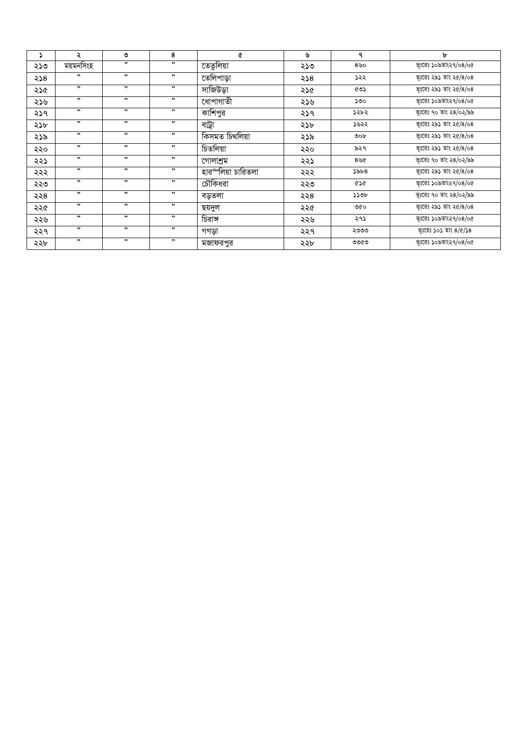| ১ | ২ | ৩ | ৪ | ৫ | ৬ | ৭ | ৮ |
|---|---|---|---|---|---|---|---|
| ২১৩ | ময়মনসিংহ | ” | ” | তেতুলিয়া | ২১৩ | ৪৬০ | ভূঃরেঃ ১০৯তাং২৭/০৪/০৫ |
| ২১৪ | ” | ” | ” | তেলিপাড়া | ২১৪ | ১২২ | ভূঃরেঃ ২৯১ তাং ২৫/৪/০৪ |
| ২১৫ | ” | ” | ” | সাজিউড়া | ২১৫ | ৫৩১ | ভূঃরেঃ ২৯১ তাং ২৫/৪/০৪ |
| ২১৬ | ” | ” | ” | ধোপাগাতী | ২১৬ | ১৩০ | ভূঃরেঃ ১০৯তাং২৭/০৪/০৫ |
| ২১৭ | ” | ” | ” | কাশিপুর | ২১৭ | ১২৮২ | ভূঃরেঃ ৭০ তাং ২৪/০২/৯৯ |
| ২১৮ | ” | ” | ” | বট্রা | ২১৮ | ১৬২২ | ভূঃরেঃ ২৯১ তাং ২৫/৪/০৪ |
| ২১৯ | ” | ” | ” | কিসমত চিথলিয়া | ২১৯ | ৩০৮ | ভূঃরেঃ ২৯১ তাং ২৫/৪/০৪ |
| ২২০ | ” | ” | ” | চিতলিয়া | ২২০ | ৯২৭ | ভূঃরেঃ ২৯১ তাং ২৫/৪/০৪ |
| ২২১ | ” | ” | ” | গোলাশ্রম | ২২১ | ৪৬৫ | ভূঃরেঃ ৭০ তাং ২৪/০২/৯৯ |
| ২২২ | ” | ” | ” | হারুলিয়া চারিতলা | ২২২ | ১৯৮৪ | ভূঃরেঃ ২৯১ তাং ২৫/৪/০৪ |
| ২২৩ | ” | ” | ” | চৌকিধরা | ২২৩ | ৫১৫ | ভূঃরেঃ ১০৯তাং২৭/০৪/০৫ |
| ২২৪ | ” | ” | ” | বড়তলা | ২২৪ | ১১৩৮ | ভূঃরেঃ ৭০ তাং ২৪/০২/৯৯ |
| ২২৫ | ” | ” | ” | ছয়দুল | ২২৫ | ৩৫০ | ভূঃরেঃ ২৯১ তাং ২৫/৪/০৪ |
| ২২৬ | ” | ” | ” | চিরাঙ্গ | ২২৬ | ২৭১ | ভূঃরেঃ ১০৯তাং২৭/০৪/০৫ |
| ২২৭ | ” | ” | ” | গগড়া | ২২৭ | ২৩৩৩ | ভূঃরেঃ ১০১ তাং ৪/৫/১৪ |
| ২২৮ | ” | ” | ” | মজাফরপুর | ২২৮ | ৩৩৫৩ | ভূঃরেঃ ১০৯তাং২৭/০৪/০৫ |